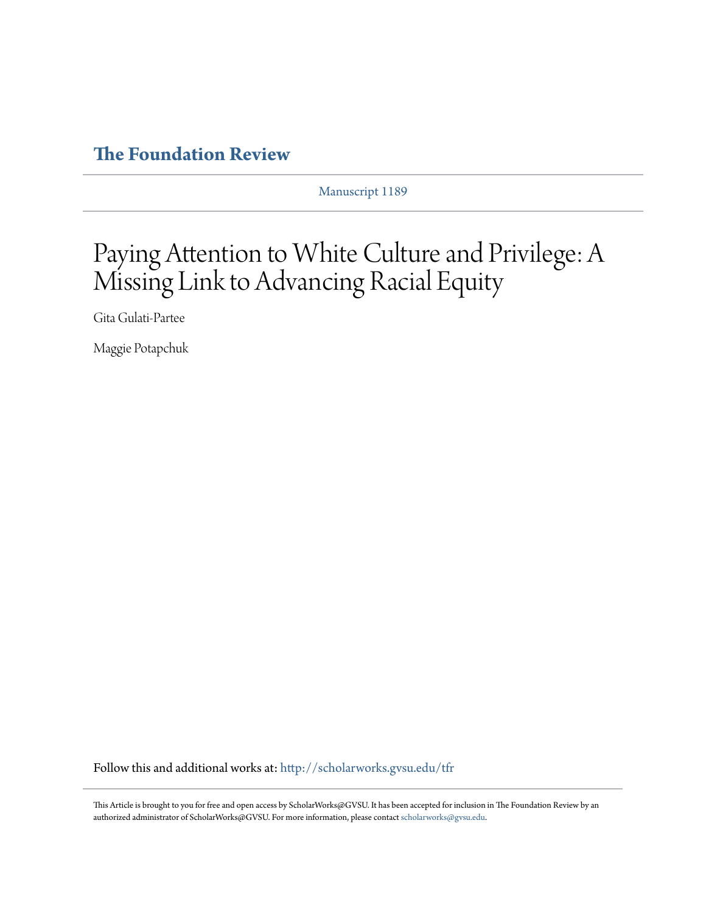# The Foundation Review

Manuscript 1189

# Paying Attention to White Culture and Privilege: A Missing Link to Advancing Racial Equity

Gita Gulati-Partee

Maggie Potapchuk

Follow this and additional works at: http://scholarworks.gvsu.edu/tfr

This Article is brought to you for free and open access by ScholarWorks@GVSU. It has been accepted for inclusion in The Foundation Review by an authorized administrator of ScholarWorks@GVSU. For more information, please contact scholarworks@gvsu.edu.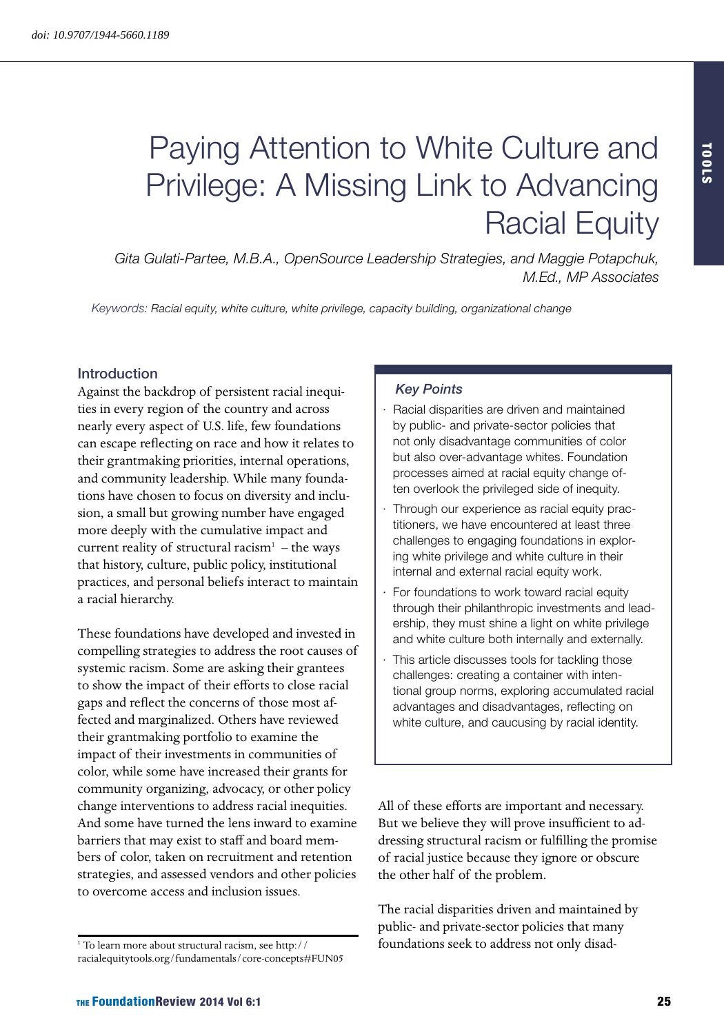doi: 10.9707/1944-5660.1189

# Paying Attention to White Culture and Privilege: A Missing Link to Advancing Racial Equity

*Gita Gulati-Partee, M.B.A., OpenSource Leadership Strategies, and Maggie Potapchuk, M.Ed., MP Associates*

*Keywords: Racial equity, white culture, white privilege, capacity building, organizational change*

## Introduction

Against the backdrop of persistent racial inequities in every region of the country and across nearly every aspect of U.S. life, few foundations can escape reflecting on race and how it relates to their grantmaking priorities, internal operations, and community leadership. While many foundations have chosen to focus on diversity and inclusion, a small but growing number have engaged more deeply with the cumulative impact and current reality of structural racism[1] – the ways that history, culture, public policy, institutional practices, and personal beliefs interact to maintain a racial hierarchy.

These foundations have developed and invested in compelling strategies to address the root causes of systemic racism. Some are asking their grantees to show the impact of their efforts to close racial gaps and reflect the concerns of those most affected and marginalized. Others have reviewed their grantmaking portfolio to examine the impact of their investments in communities of color, while some have increased their grants for community organizing, advocacy, or other policy change interventions to address racial inequities. And some have turned the lens inward to examine barriers that may exist to staff and board members of color, taken on recruitment and retention strategies, and assessed vendors and other policies to overcome access and inclusion issues.

### Key Points

- Racial disparities are driven and maintained by public- and private-sector policies that not only disadvantage communities of color but also over-advantage whites. Foundation processes aimed at racial equity change often overlook the privileged side of inequity.
- Through our experience as racial equity practitioners, we have encountered at least three challenges to engaging foundations in exploring white privilege and white culture in their internal and external racial equity work.
- For foundations to work toward racial equity through their philanthropic investments and leadership, they must shine a light on white privilege and white culture both internally and externally.
- This article discusses tools for tackling those challenges: creating a container with intentional group norms, exploring accumulated racial advantages and disadvantages, reflecting on white culture, and caucusing by racial identity.

All of these efforts are important and necessary. But we believe they will prove insufficient to addressing structural racism or fulfilling the promise of racial justice because they ignore or obscure the other half of the problem.

The racial disparities driven and maintained by public- and private-sector policies that many foundations seek to address not only disad-

[1] To learn more about structural racism, see http://racialequitytools.org/fundamentals/core-concepts#FUN05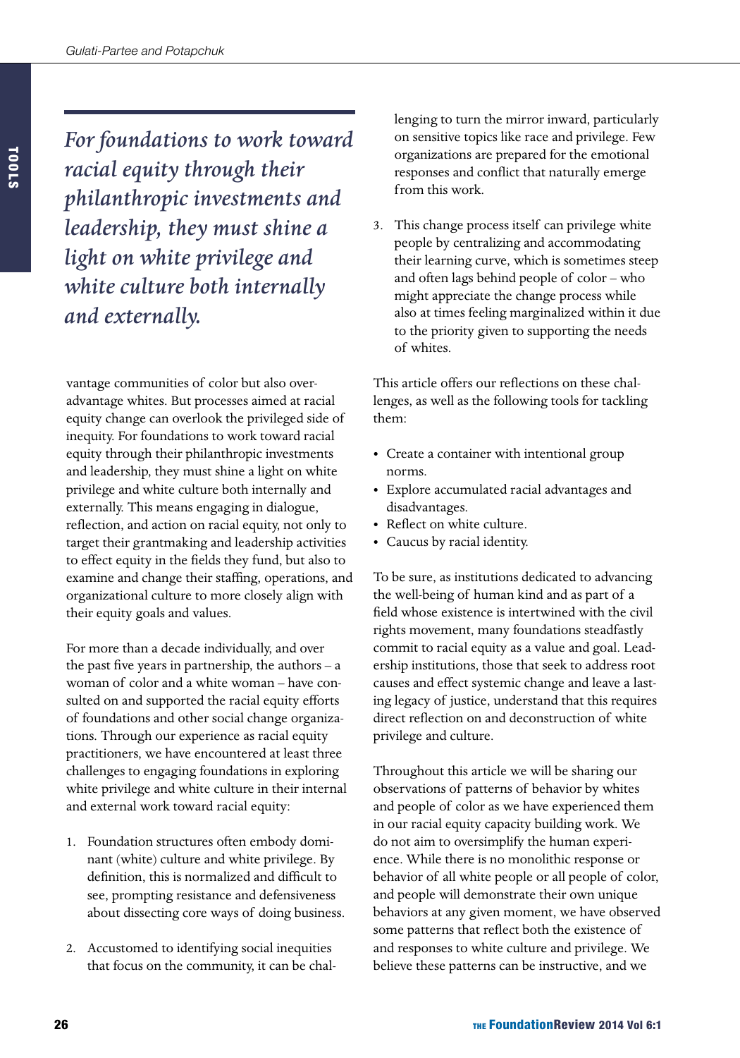*For foundations to work toward racial equity through their philanthropic investments and leadership, they must shine a light on white privilege and white culture both internally and externally.*

vantage communities of color but also overadvantage whites. But processes aimed at racial equity change can overlook the privileged side of inequity. For foundations to work toward racial equity through their philanthropic investments and leadership, they must shine a light on white privilege and white culture both internally and externally. This means engaging in dialogue, reflection, and action on racial equity, not only to target their grantmaking and leadership activities to effect equity in the fields they fund, but also to examine and change their staffing, operations, and organizational culture to more closely align with their equity goals and values.

For more than a decade individually, and over the past five years in partnership, the authors – a woman of color and a white woman – have consulted on and supported the racial equity efforts of foundations and other social change organizations. Through our experience as racial equity practitioners, we have encountered at least three challenges to engaging foundations in exploring white privilege and white culture in their internal and external work toward racial equity:

1. Foundation structures often embody dominant (white) culture and white privilege. By definition, this is normalized and difficult to see, prompting resistance and defensiveness about dissecting core ways of doing business.
2. Accustomed to identifying social inequities that focus on the community, it can be challenging to turn the mirror inward, particularly on sensitive topics like race and privilege. Few organizations are prepared for the emotional responses and conflict that naturally emerge from this work.
3. This change process itself can privilege white people by centralizing and accommodating their learning curve, which is sometimes steep and often lags behind people of color – who might appreciate the change process while also at times feeling marginalized within it due to the priority given to supporting the needs of whites.

This article offers our reflections on these challenges, as well as the following tools for tackling them:

- Create a container with intentional group norms.
- Explore accumulated racial advantages and disadvantages.
- Reflect on white culture.
- Caucus by racial identity.

To be sure, as institutions dedicated to advancing the well-being of human kind and as part of a field whose existence is intertwined with the civil rights movement, many foundations steadfastly commit to racial equity as a value and goal. Leadership institutions, those that seek to address root causes and effect systemic change and leave a lasting legacy of justice, understand that this requires direct reflection on and deconstruction of white privilege and culture.

Throughout this article we will be sharing our observations of patterns of behavior by whites and people of color as we have experienced them in our racial equity capacity building work. We do not aim to oversimplify the human experience. While there is no monolithic response or behavior of all white people or all people of color, and people will demonstrate their own unique behaviors at any given moment, we have observed some patterns that reflect both the existence of and responses to white culture and privilege. We believe these patterns can be instructive, and we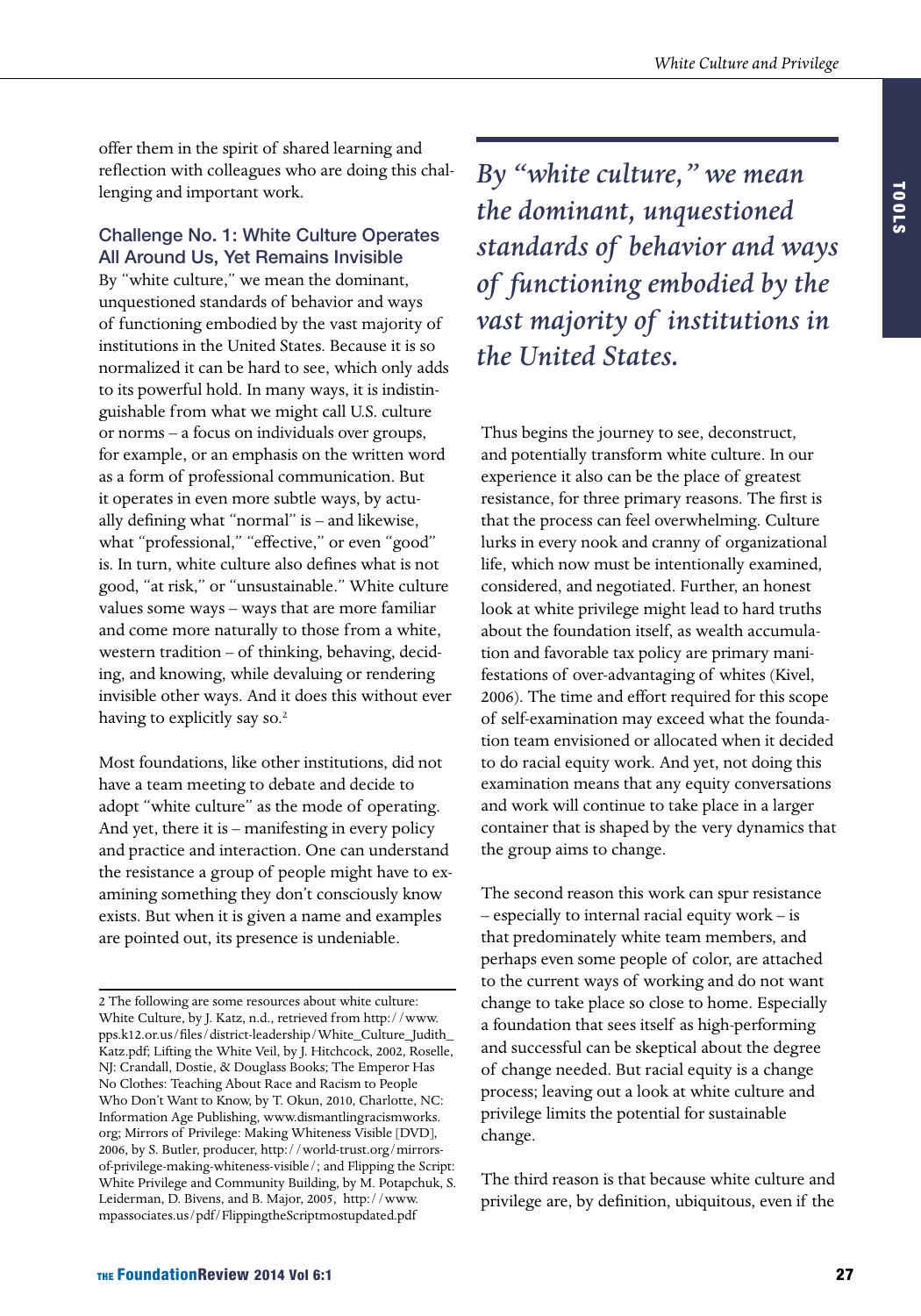offer them in the spirit of shared learning and reflection with colleagues who are doing this challenging and important work.

### Challenge No. 1: White Culture Operates All Around Us, Yet Remains Invisible

By "white culture," we mean the dominant, unquestioned standards of behavior and ways of functioning embodied by the vast majority of institutions in the United States. Because it is so normalized it can be hard to see, which only adds to its powerful hold. In many ways, it is indistinguishable from what we might call U.S. culture or norms – a focus on individuals over groups, for example, or an emphasis on the written word as a form of professional communication. But it operates in even more subtle ways, by actually defining what "normal" is – and likewise, what "professional," "effective," or even "good" is. In turn, white culture also defines what is not good, "at risk," or "unsustainable." White culture values some ways – ways that are more familiar and come more naturally to those from a white, western tradition – of thinking, behaving, deciding, and knowing, while devaluing or rendering invisible other ways. And it does this without ever having to explicitly say so.[2]

Most foundations, like other institutions, did not have a team meeting to debate and decide to adopt "white culture" as the mode of operating. And yet, there it is – manifesting in every policy and practice and interaction. One can understand the resistance a group of people might have to examining something they don't consciously know exists. But when it is given a name and examples are pointed out, its presence is undeniable.

*By "white culture," we mean the dominant, unquestioned standards of behavior and ways of functioning embodied by the vast majority of institutions in the United States.*

Thus begins the journey to see, deconstruct, and potentially transform white culture. In our experience it also can be the place of greatest resistance, for three primary reasons. The first is that the process can feel overwhelming. Culture lurks in every nook and cranny of organizational life, which now must be intentionally examined, considered, and negotiated. Further, an honest look at white privilege might lead to hard truths about the foundation itself, as wealth accumulation and favorable tax policy are primary manifestations of over-advantaging of whites (Kivel, 2006). The time and effort required for this scope of self-examination may exceed what the foundation team envisioned or allocated when it decided to do racial equity work. And yet, not doing this examination means that any equity conversations and work will continue to take place in a larger container that is shaped by the very dynamics that the group aims to change.

The second reason this work can spur resistance – especially to internal racial equity work – is that predominately white team members, and perhaps even some people of color, are attached to the current ways of working and do not want change to take place so close to home. Especially a foundation that sees itself as high-performing and successful can be skeptical about the degree of change needed. But racial equity is a change process; leaving out a look at white culture and privilege limits the potential for sustainable change.

The third reason is that because white culture and privilege are, by definition, ubiquitous, even if the

---

2 The following are some resources about white culture: White Culture, by J. Katz, n.d., retrieved from http://www.pps.k12.or.us/files/district-leadership/White_Culture_Judith_Katz.pdf; Lifting the White Veil, by J. Hitchcock, 2002, Roselle, NJ: Crandall, Dostie, & Douglass Books; The Emperor Has No Clothes: Teaching About Race and Racism to People Who Don't Want to Know, by T. Okun, 2010, Charlotte, NC: Information Age Publishing, www.dismantlingracismworks.org; Mirrors of Privilege: Making Whiteness Visible [DVD], 2006, by S. Butler, producer, http://world-trust.org/mirrors-of-privilege-making-whiteness-visible/; and Flipping the Script: White Privilege and Community Building, by M. Potapchuk, S. Leiderman, D. Bivens, and B. Major, 2005, http://www.mpassociates.us/pdf/FlippingtheScriptmostupdated.pdf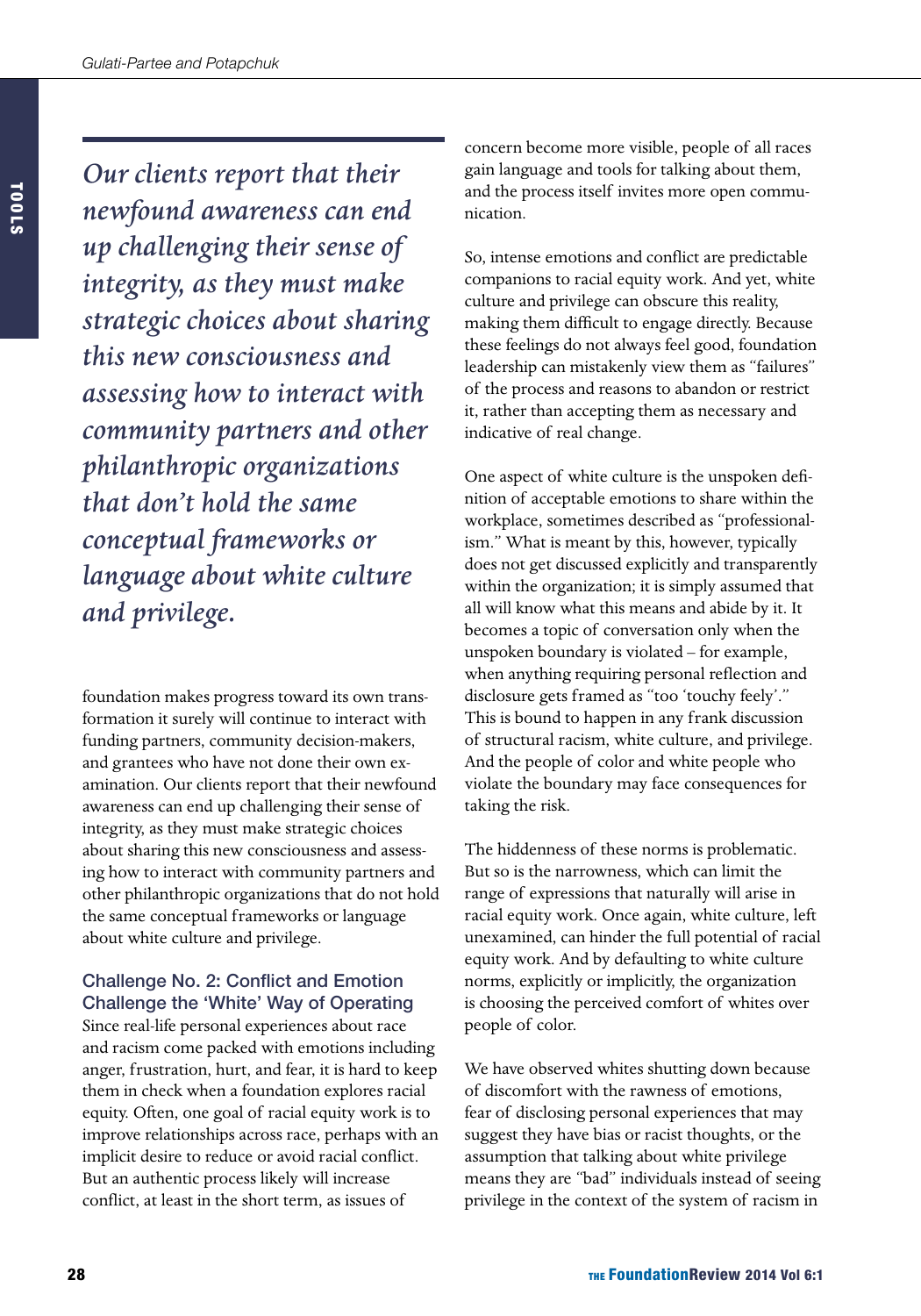*Our clients report that their newfound awareness can end up challenging their sense of integrity, as they must make strategic choices about sharing this new consciousness and assessing how to interact with community partners and other philanthropic organizations that don't hold the same conceptual frameworks or language about white culture and privilege.*

foundation makes progress toward its own transformation it surely will continue to interact with funding partners, community decision-makers, and grantees who have not done their own examination. Our clients report that their newfound awareness can end up challenging their sense of integrity, as they must make strategic choices about sharing this new consciousness and assessing how to interact with community partners and other philanthropic organizations that do not hold the same conceptual frameworks or language about white culture and privilege.

### Challenge No. 2: Conflict and Emotion Challenge the 'White' Way of Operating

Since real-life personal experiences about race and racism come packed with emotions including anger, frustration, hurt, and fear, it is hard to keep them in check when a foundation explores racial equity. Often, one goal of racial equity work is to improve relationships across race, perhaps with an implicit desire to reduce or avoid racial conflict. But an authentic process likely will increase conflict, at least in the short term, as issues of concern become more visible, people of all races gain language and tools for talking about them, and the process itself invites more open communication.

So, intense emotions and conflict are predictable companions to racial equity work. And yet, white culture and privilege can obscure this reality, making them difficult to engage directly. Because these feelings do not always feel good, foundation leadership can mistakenly view them as "failures" of the process and reasons to abandon or restrict it, rather than accepting them as necessary and indicative of real change.

One aspect of white culture is the unspoken definition of acceptable emotions to share within the workplace, sometimes described as "professionalism." What is meant by this, however, typically does not get discussed explicitly and transparently within the organization; it is simply assumed that all will know what this means and abide by it. It becomes a topic of conversation only when the unspoken boundary is violated – for example, when anything requiring personal reflection and disclosure gets framed as "too 'touchy feely'." This is bound to happen in any frank discussion of structural racism, white culture, and privilege. And the people of color and white people who violate the boundary may face consequences for taking the risk.

The hiddenness of these norms is problematic. But so is the narrowness, which can limit the range of expressions that naturally will arise in racial equity work. Once again, white culture, left unexamined, can hinder the full potential of racial equity work. And by defaulting to white culture norms, explicitly or implicitly, the organization is choosing the perceived comfort of whites over people of color.

We have observed whites shutting down because of discomfort with the rawness of emotions, fear of disclosing personal experiences that may suggest they have bias or racist thoughts, or the assumption that talking about white privilege means they are "bad" individuals instead of seeing privilege in the context of the system of racism in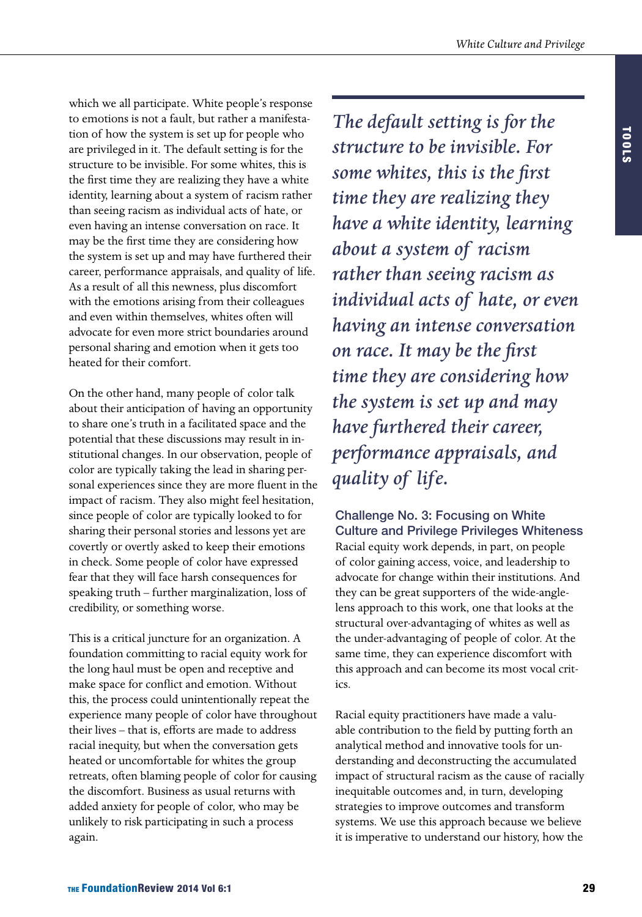which we all participate. White people's response to emotions is not a fault, but rather a manifestation of how the system is set up for people who are privileged in it. The default setting is for the structure to be invisible. For some whites, this is the first time they are realizing they have a white identity, learning about a system of racism rather than seeing racism as individual acts of hate, or even having an intense conversation on race. It may be the first time they are considering how the system is set up and may have furthered their career, performance appraisals, and quality of life. As a result of all this newness, plus discomfort with the emotions arising from their colleagues and even within themselves, whites often will advocate for even more strict boundaries around personal sharing and emotion when it gets too heated for their comfort.

On the other hand, many people of color talk about their anticipation of having an opportunity to share one's truth in a facilitated space and the potential that these discussions may result in institutional changes. In our observation, people of color are typically taking the lead in sharing personal experiences since they are more fluent in the impact of racism. They also might feel hesitation, since people of color are typically looked to for sharing their personal stories and lessons yet are covertly or overtly asked to keep their emotions in check. Some people of color have expressed fear that they will face harsh consequences for speaking truth – further marginalization, loss of credibility, or something worse.

This is a critical juncture for an organization. A foundation committing to racial equity work for the long haul must be open and receptive and make space for conflict and emotion. Without this, the process could unintentionally repeat the experience many people of color have throughout their lives – that is, efforts are made to address racial inequity, but when the conversation gets heated or uncomfortable for whites the group retreats, often blaming people of color for causing the discomfort. Business as usual returns with added anxiety for people of color, who may be unlikely to risk participating in such a process again.

> *The default setting is for the structure to be invisible. For some whites, this is the first time they are realizing they have a white identity, learning about a system of racism rather than seeing racism as individual acts of hate, or even having an intense conversation on race. It may be the first time they are considering how the system is set up and may have furthered their career, performance appraisals, and quality of life.*

### Challenge No. 3: Focusing on White Culture and Privilege Privileges Whiteness

Racial equity work depends, in part, on people of color gaining access, voice, and leadership to advocate for change within their institutions. And they can be great supporters of the wide-angle-lens approach to this work, one that looks at the structural over-advantaging of whites as well as the under-advantaging of people of color. At the same time, they can experience discomfort with this approach and can become its most vocal critics.

Racial equity practitioners have made a valuable contribution to the field by putting forth an analytical method and innovative tools for understanding and deconstructing the accumulated impact of structural racism as the cause of racially inequitable outcomes and, in turn, developing strategies to improve outcomes and transform systems. We use this approach because we believe it is imperative to understand our history, how the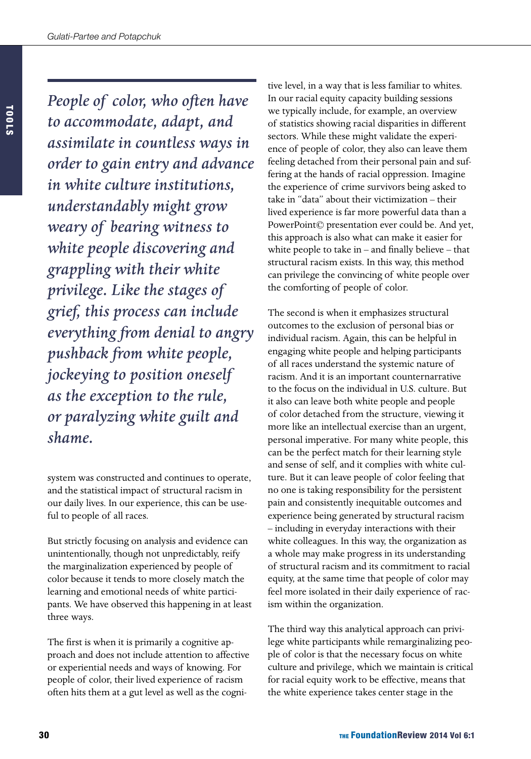*People of color, who often have to accommodate, adapt, and assimilate in countless ways in order to gain entry and advance in white culture institutions, understandably might grow weary of bearing witness to white people discovering and grappling with their white privilege. Like the stages of grief, this process can include everything from denial to angry pushback from white people, jockeying to position oneself as the exception to the rule, or paralyzing white guilt and shame.*

system was constructed and continues to operate, and the statistical impact of structural racism in our daily lives. In our experience, this can be useful to people of all races.

But strictly focusing on analysis and evidence can unintentionally, though not unpredictably, reify the marginalization experienced by people of color because it tends to more closely match the learning and emotional needs of white participants. We have observed this happening in at least three ways.

The first is when it is primarily a cognitive approach and does not include attention to affective or experiential needs and ways of knowing. For people of color, their lived experience of racism often hits them at a gut level as well as the cognitive level, in a way that is less familiar to whites. In our racial equity capacity building sessions we typically include, for example, an overview of statistics showing racial disparities in different sectors. While these might validate the experience of people of color, they also can leave them feeling detached from their personal pain and suffering at the hands of racial oppression. Imagine the experience of crime survivors being asked to take in "data" about their victimization – their lived experience is far more powerful data than a PowerPoint© presentation ever could be. And yet, this approach is also what can make it easier for white people to take in – and finally believe – that structural racism exists. In this way, this method can privilege the convincing of white people over the comforting of people of color.

The second is when it emphasizes structural outcomes to the exclusion of personal bias or individual racism. Again, this can be helpful in engaging white people and helping participants of all races understand the systemic nature of racism. And it is an important counternarrative to the focus on the individual in U.S. culture. But it also can leave both white people and people of color detached from the structure, viewing it more like an intellectual exercise than an urgent, personal imperative. For many white people, this can be the perfect match for their learning style and sense of self, and it complies with white culture. But it can leave people of color feeling that no one is taking responsibility for the persistent pain and consistently inequitable outcomes and experience being generated by structural racism – including in everyday interactions with their white colleagues. In this way, the organization as a whole may make progress in its understanding of structural racism and its commitment to racial equity, at the same time that people of color may feel more isolated in their daily experience of racism within the organization.

The third way this analytical approach can privilege white participants while remarginalizing people of color is that the necessary focus on white culture and privilege, which we maintain is critical for racial equity work to be effective, means that the white experience takes center stage in the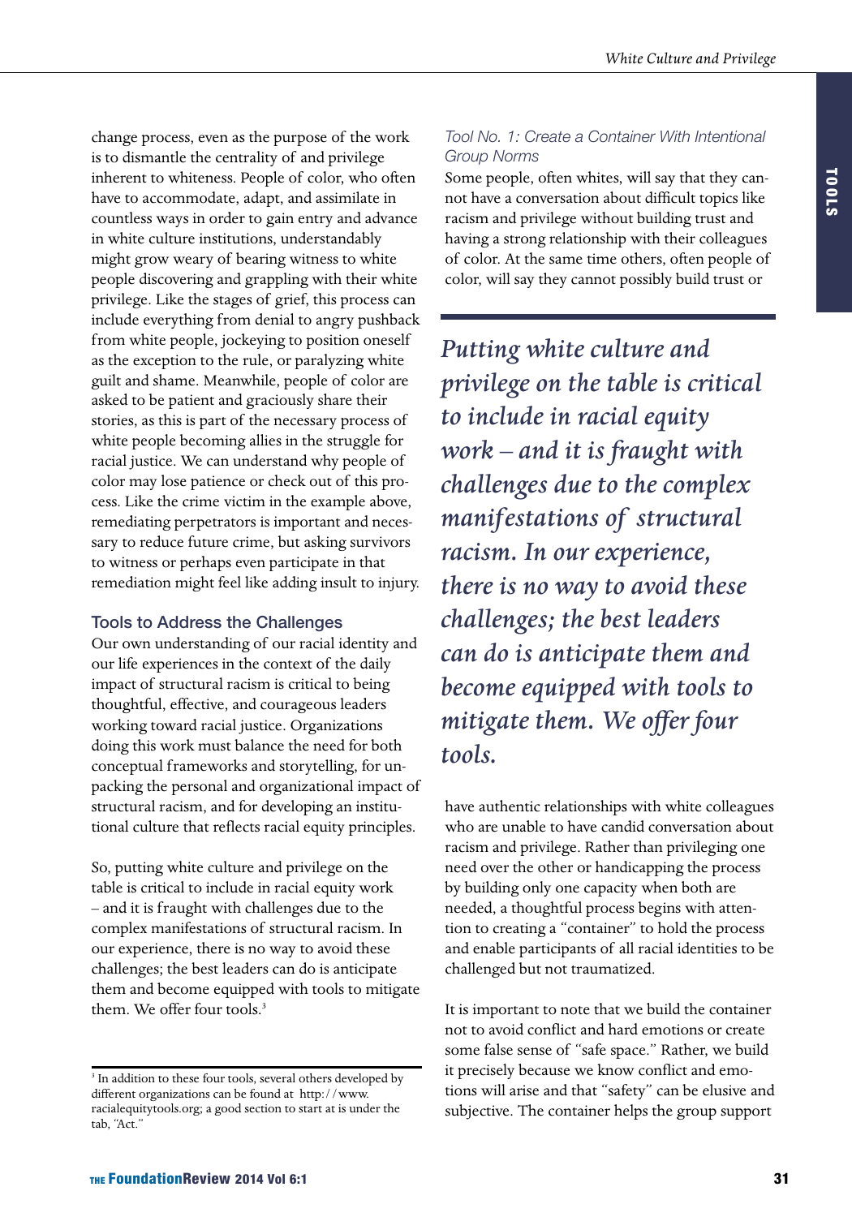change process, even as the purpose of the work is to dismantle the centrality of and privilege inherent to whiteness. People of color, who often have to accommodate, adapt, and assimilate in countless ways in order to gain entry and advance in white culture institutions, understandably might grow weary of bearing witness to white people discovering and grappling with their white privilege. Like the stages of grief, this process can include everything from denial to angry pushback from white people, jockeying to position oneself as the exception to the rule, or paralyzing white guilt and shame. Meanwhile, people of color are asked to be patient and graciously share their stories, as this is part of the necessary process of white people becoming allies in the struggle for racial justice. We can understand why people of color may lose patience or check out of this process. Like the crime victim in the example above, remediating perpetrators is important and necessary to reduce future crime, but asking survivors to witness or perhaps even participate in that remediation might feel like adding insult to injury.

### Tools to Address the Challenges

Our own understanding of our racial identity and our life experiences in the context of the daily impact of structural racism is critical to being thoughtful, effective, and courageous leaders working toward racial justice. Organizations doing this work must balance the need for both conceptual frameworks and storytelling, for unpacking the personal and organizational impact of structural racism, and for developing an institutional culture that reflects racial equity principles.

So, putting white culture and privilege on the table is critical to include in racial equity work – and it is fraught with challenges due to the complex manifestations of structural racism. In our experience, there is no way to avoid these challenges; the best leaders can do is anticipate them and become equipped with tools to mitigate them. We offer four tools.[3]

[3] In addition to these four tools, several others developed by different organizations can be found at http://www.racialequitytools.org; a good section to start at is under the tab, "Act."

#### *Tool No. 1: Create a Container With Intentional Group Norms*

Some people, often whites, will say that they cannot have a conversation about difficult topics like racism and privilege without building trust and having a strong relationship with their colleagues of color. At the same time others, often people of color, will say they cannot possibly build trust or have authentic relationships with white colleagues who are unable to have candid conversation about racism and privilege. Rather than privileging one need over the other or handicapping the process by building only one capacity when both are needed, a thoughtful process begins with attention to creating a "container" to hold the process and enable participants of all racial identities to be challenged but not traumatized.

> *Putting white culture and privilege on the table is critical to include in racial equity work – and it is fraught with challenges due to the complex manifestations of structural racism. In our experience, there is no way to avoid these challenges; the best leaders can do is anticipate them and become equipped with tools to mitigate them. We offer four tools.*

It is important to note that we build the container not to avoid conflict and hard emotions or create some false sense of "safe space." Rather, we build it precisely because we know conflict and emotions will arise and that "safety" can be elusive and subjective. The container helps the group support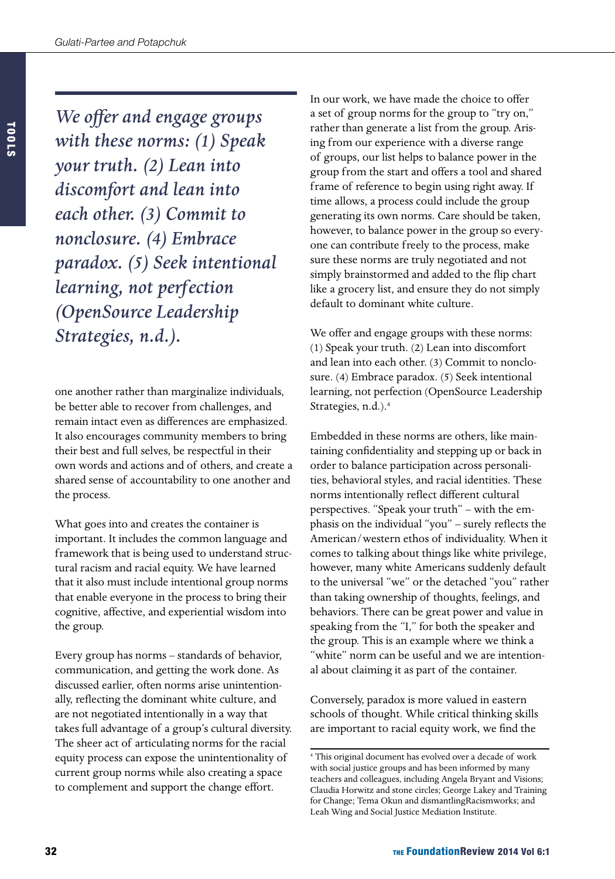*We offer and engage groups with these norms: (1) Speak your truth. (2) Lean into discomfort and lean into each other. (3) Commit to nonclosure. (4) Embrace paradox. (5) Seek intentional learning, not perfection (OpenSource Leadership Strategies, n.d.).*

one another rather than marginalize individuals, be better able to recover from challenges, and remain intact even as differences are emphasized. It also encourages community members to bring their best and full selves, be respectful in their own words and actions and of others, and create a shared sense of accountability to one another and the process.

What goes into and creates the container is important. It includes the common language and framework that is being used to understand structural racism and racial equity. We have learned that it also must include intentional group norms that enable everyone in the process to bring their cognitive, affective, and experiential wisdom into the group.

Every group has norms – standards of behavior, communication, and getting the work done. As discussed earlier, often norms arise unintentionally, reflecting the dominant white culture, and are not negotiated intentionally in a way that takes full advantage of a group's cultural diversity. The sheer act of articulating norms for the racial equity process can expose the unintentionality of current group norms while also creating a space to complement and support the change effort.

In our work, we have made the choice to offer a set of group norms for the group to "try on," rather than generate a list from the group. Arising from our experience with a diverse range of groups, our list helps to balance power in the group from the start and offers a tool and shared frame of reference to begin using right away. If time allows, a process could include the group generating its own norms. Care should be taken, however, to balance power in the group so everyone can contribute freely to the process, make sure these norms are truly negotiated and not simply brainstormed and added to the flip chart like a grocery list, and ensure they do not simply default to dominant white culture.

We offer and engage groups with these norms: (1) Speak your truth. (2) Lean into discomfort and lean into each other. (3) Commit to nonclosure. (4) Embrace paradox. (5) Seek intentional learning, not perfection (OpenSource Leadership Strategies, n.d.).[4]

Embedded in these norms are others, like maintaining confidentiality and stepping up or back in order to balance participation across personalities, behavioral styles, and racial identities. These norms intentionally reflect different cultural perspectives. "Speak your truth" – with the emphasis on the individual "you" – surely reflects the American/western ethos of individuality. When it comes to talking about things like white privilege, however, many white Americans suddenly default to the universal "we" or the detached "you" rather than taking ownership of thoughts, feelings, and behaviors. There can be great power and value in speaking from the "I," for both the speaker and the group. This is an example where we think a "white" norm can be useful and we are intentional about claiming it as part of the container.

Conversely, paradox is more valued in eastern schools of thought. While critical thinking skills are important to racial equity work, we find the

---

[4] This original document has evolved over a decade of work with social justice groups and has been informed by many teachers and colleagues, including Angela Bryant and Visions; Claudia Horwitz and stone circles; George Lakey and Training for Change; Tema Okun and dismantlingRacismworks; and Leah Wing and Social Justice Mediation Institute.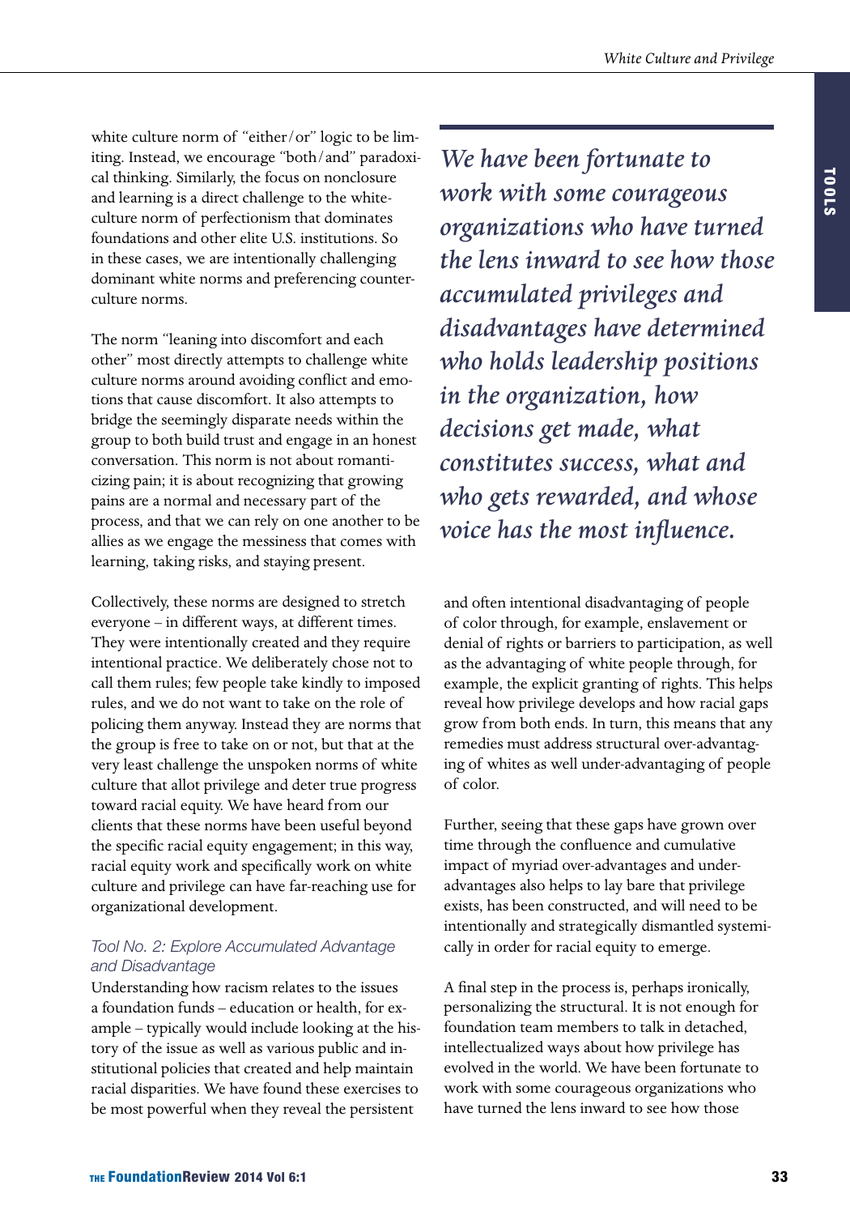white culture norm of "either/or" logic to be limiting. Instead, we encourage "both/and" paradoxical thinking. Similarly, the focus on nonclosure and learning is a direct challenge to the white-culture norm of perfectionism that dominates foundations and other elite U.S. institutions. So in these cases, we are intentionally challenging dominant white norms and preferencing counterculture norms.

The norm "leaning into discomfort and each other" most directly attempts to challenge white culture norms around avoiding conflict and emotions that cause discomfort. It also attempts to bridge the seemingly disparate needs within the group to both build trust and engage in an honest conversation. This norm is not about romanticizing pain; it is about recognizing that growing pains are a normal and necessary part of the process, and that we can rely on one another to be allies as we engage the messiness that comes with learning, taking risks, and staying present.

Collectively, these norms are designed to stretch everyone – in different ways, at different times. They were intentionally created and they require intentional practice. We deliberately chose not to call them rules; few people take kindly to imposed rules, and we do not want to take on the role of policing them anyway. Instead they are norms that the group is free to take on or not, but that at the very least challenge the unspoken norms of white culture that allot privilege and deter true progress toward racial equity. We have heard from our clients that these norms have been useful beyond the specific racial equity engagement; in this way, racial equity work and specifically work on white culture and privilege can have far-reaching use for organizational development.

### *Tool No. 2: Explore Accumulated Advantage and Disadvantage*

Understanding how racism relates to the issues a foundation funds – education or health, for example – typically would include looking at the history of the issue as well as various public and institutional policies that created and help maintain racial disparities. We have found these exercises to be most powerful when they reveal the persistent and often intentional disadvantaging of people of color through, for example, enslavement or denial of rights or barriers to participation, as well as the advantaging of white people through, for example, the explicit granting of rights. This helps reveal how privilege develops and how racial gaps grow from both ends. In turn, this means that any remedies must address structural over-advantaging of whites as well under-advantaging of people of color.

Further, seeing that these gaps have grown over time through the confluence and cumulative impact of myriad over-advantages and under-advantages also helps to lay bare that privilege exists, has been constructed, and will need to be intentionally and strategically dismantled systemically in order for racial equity to emerge.

A final step in the process is, perhaps ironically, personalizing the structural. It is not enough for foundation team members to talk in detached, intellectualized ways about how privilege has evolved in the world. We have been fortunate to work with some courageous organizations who have turned the lens inward to see how those

> *We have been fortunate to work with some courageous organizations who have turned the lens inward to see how those accumulated privileges and disadvantages have determined who holds leadership positions in the organization, how decisions get made, what constitutes success, what and who gets rewarded, and whose voice has the most influence.*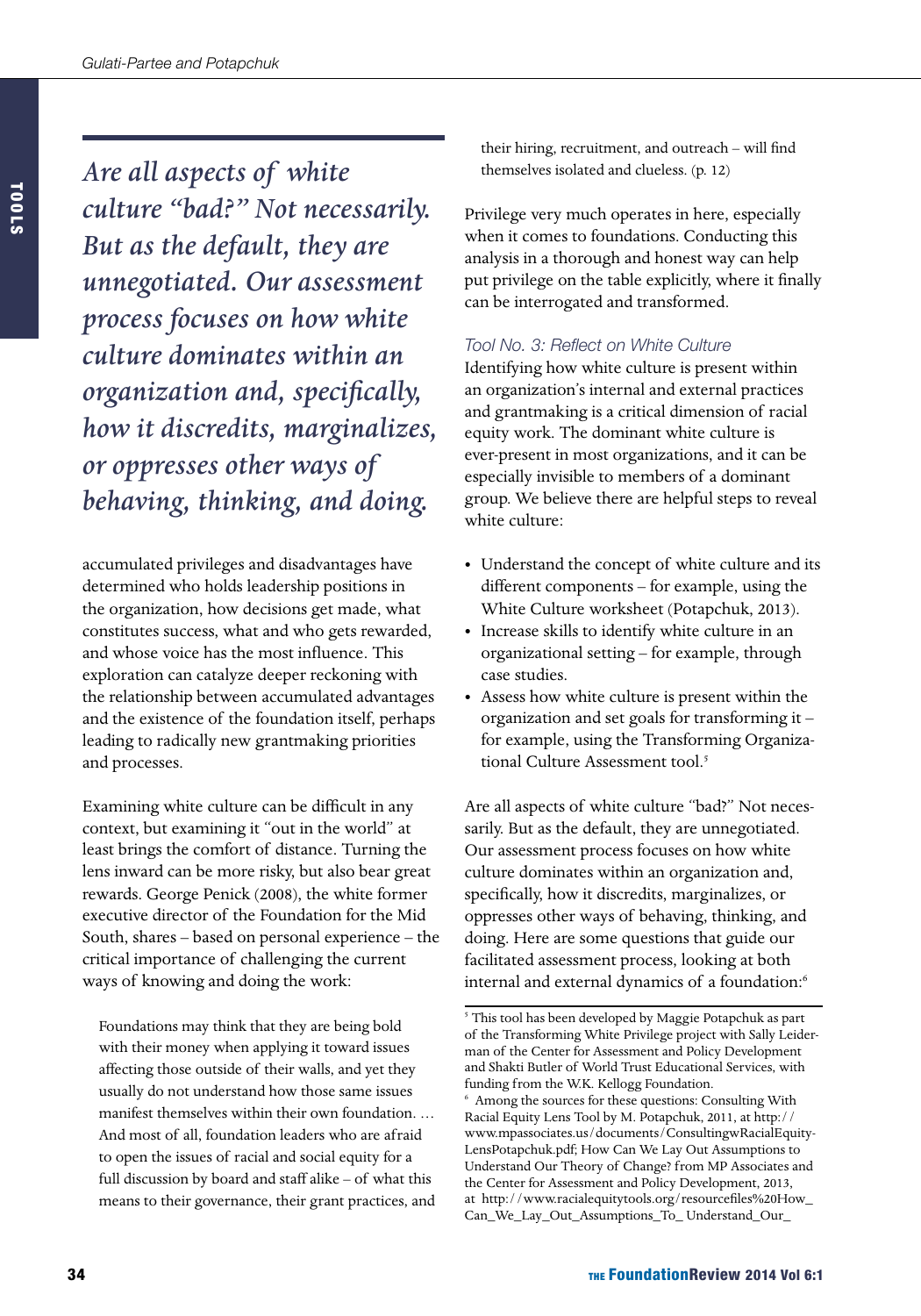*Are all aspects of white culture "bad?" Not necessarily. But as the default, they are unnegotiated. Our assessment process focuses on how white culture dominates within an organization and, specifically, how it discredits, marginalizes, or oppresses other ways of behaving, thinking, and doing.*

accumulated privileges and disadvantages have determined who holds leadership positions in the organization, how decisions get made, what constitutes success, what and who gets rewarded, and whose voice has the most influence. This exploration can catalyze deeper reckoning with the relationship between accumulated advantages and the existence of the foundation itself, perhaps leading to radically new grantmaking priorities and processes.

Examining white culture can be difficult in any context, but examining it "out in the world" at least brings the comfort of distance. Turning the lens inward can be more risky, but also bear great rewards. George Penick (2008), the white former executive director of the Foundation for the Mid South, shares – based on personal experience – the critical importance of challenging the current ways of knowing and doing the work:

> Foundations may think that they are being bold with their money when applying it toward issues affecting those outside of their walls, and yet they usually do not understand how those same issues manifest themselves within their own foundation. … And most of all, foundation leaders who are afraid to open the issues of racial and social equity for a full discussion by board and staff alike – of what this means to their governance, their grant practices, and their hiring, recruitment, and outreach – will find themselves isolated and clueless. (p. 12)

Privilege very much operates in here, especially when it comes to foundations. Conducting this analysis in a thorough and honest way can help put privilege on the table explicitly, where it finally can be interrogated and transformed.

### *Tool No. 3: Reflect on White Culture*

Identifying how white culture is present within an organization's internal and external practices and grantmaking is a critical dimension of racial equity work. The dominant white culture is ever-present in most organizations, and it can be especially invisible to members of a dominant group. We believe there are helpful steps to reveal white culture:

- Understand the concept of white culture and its different components – for example, using the White Culture worksheet (Potapchuk, 2013).
- Increase skills to identify white culture in an organizational setting – for example, through case studies.
- Assess how white culture is present within the organization and set goals for transforming it – for example, using the Transforming Organizational Culture Assessment tool.[5]

Are all aspects of white culture "bad?" Not necessarily. But as the default, they are unnegotiated. Our assessment process focuses on how white culture dominates within an organization and, specifically, how it discredits, marginalizes, or oppresses other ways of behaving, thinking, and doing. Here are some questions that guide our facilitated assessment process, looking at both internal and external dynamics of a foundation:[6]

---

[5] This tool has been developed by Maggie Potapchuk as part of the Transforming White Privilege project with Sally Leiderman of the Center for Assessment and Policy Development and Shakti Butler of World Trust Educational Services, with funding from the W.K. Kellogg Foundation.

[6] Among the sources for these questions: Consulting With Racial Equity Lens Tool by M. Potapchuk, 2011, at http://www.mpassociates.us/documents/ConsultingwRacialEquityLensPotapchuk.pdf; How Can We Lay Out Assumptions to Understand Our Theory of Change? from MP Associates and the Center for Assessment and Policy Development, 2013, at http://www.racialequitytools.org/resourcefiles%20How_Can_We_Lay_Out_Assumptions_To_ Understand_Our_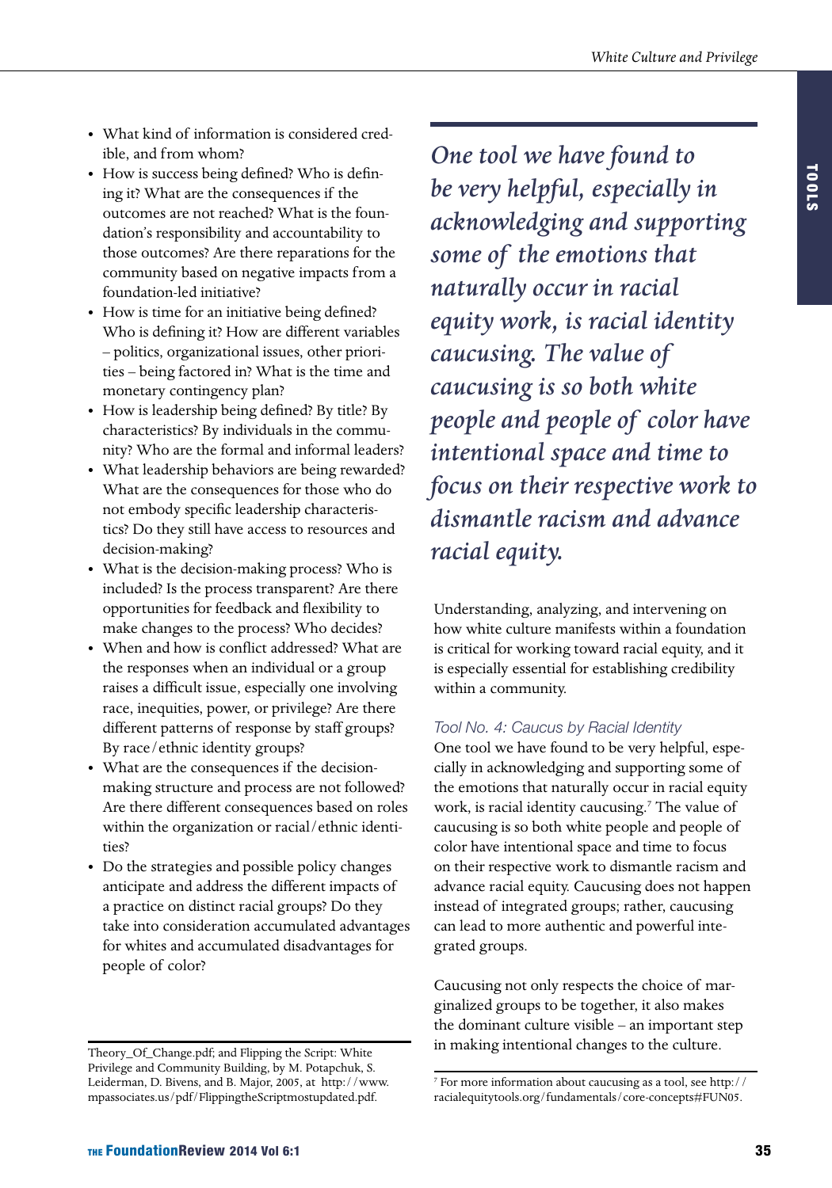- What kind of information is considered credible, and from whom?
- How is success being defined? Who is defining it? What are the consequences if the outcomes are not reached? What is the foundation's responsibility and accountability to those outcomes? Are there reparations for the community based on negative impacts from a foundation-led initiative?
- How is time for an initiative being defined? Who is defining it? How are different variables – politics, organizational issues, other priorities – being factored in? What is the time and monetary contingency plan?
- How is leadership being defined? By title? By characteristics? By individuals in the community? Who are the formal and informal leaders?
- What leadership behaviors are being rewarded? What are the consequences for those who do not embody specific leadership characteristics? Do they still have access to resources and decision-making?
- What is the decision-making process? Who is included? Is the process transparent? Are there opportunities for feedback and flexibility to make changes to the process? Who decides?
- When and how is conflict addressed? What are the responses when an individual or a group raises a difficult issue, especially one involving race, inequities, power, or privilege? Are there different patterns of response by staff groups? By race/ethnic identity groups?
- What are the consequences if the decision-making structure and process are not followed? Are there different consequences based on roles within the organization or racial/ethnic identities?
- Do the strategies and possible policy changes anticipate and address the different impacts of a practice on distinct racial groups? Do they take into consideration accumulated advantages for whites and accumulated disadvantages for people of color?

Theory_Of_Change.pdf; and Flipping the Script: White Privilege and Community Building, by M. Potapchuk, S. Leiderman, D. Bivens, and B. Major, 2005, at http://www.mpassociates.us/pdf/FlippingtheScriptmostupdated.pdf.

*One tool we have found to be very helpful, especially in acknowledging and supporting some of the emotions that naturally occur in racial equity work, is racial identity caucusing. The value of caucusing is so both white people and people of color have intentional space and time to focus on their respective work to dismantle racism and advance racial equity.*

Understanding, analyzing, and intervening on how white culture manifests within a foundation is critical for working toward racial equity, and it is especially essential for establishing credibility within a community.

### *Tool No. 4: Caucus by Racial Identity*

One tool we have found to be very helpful, especially in acknowledging and supporting some of the emotions that naturally occur in racial equity work, is racial identity caucusing.[7] The value of caucusing is so both white people and people of color have intentional space and time to focus on their respective work to dismantle racism and advance racial equity. Caucusing does not happen instead of integrated groups; rather, caucusing can lead to more authentic and powerful integrated groups.

Caucusing not only respects the choice of marginalized groups to be together, it also makes the dominant culture visible – an important step in making intentional changes to the culture.

[7] For more information about caucusing as a tool, see http://racialequitytools.org/fundamentals/core-concepts#FUN05.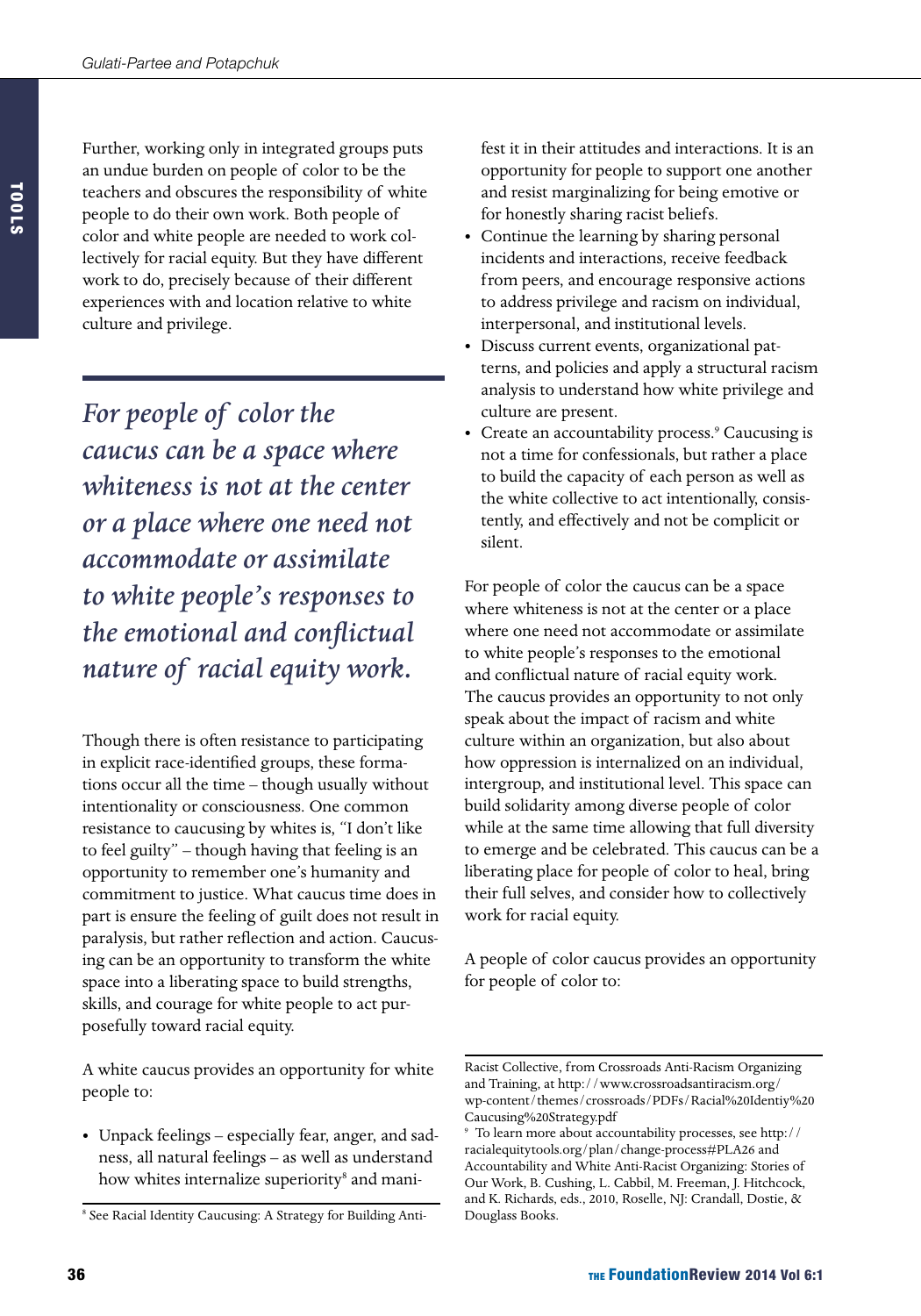Further, working only in integrated groups puts an undue burden on people of color to be the teachers and obscures the responsibility of white people to do their own work. Both people of color and white people are needed to work collectively for racial equity. But they have different work to do, precisely because of their different experiences with and location relative to white culture and privilege.

> *For people of color the caucus can be a space where whiteness is not at the center or a place where one need not accommodate or assimilate to white people's responses to the emotional and conflictual nature of racial equity work.*

Though there is often resistance to participating in explicit race-identified groups, these formations occur all the time – though usually without intentionality or consciousness. One common resistance to caucusing by whites is, "I don't like to feel guilty" – though having that feeling is an opportunity to remember one's humanity and commitment to justice. What caucus time does in part is ensure the feeling of guilt does not result in paralysis, but rather reflection and action. Caucusing can be an opportunity to transform the white space into a liberating space to build strengths, skills, and courage for white people to act purposefully toward racial equity.

A white caucus provides an opportunity for white people to:

- Unpack feelings – especially fear, anger, and sadness, all natural feelings – as well as understand how whites internalize superiority[8] and manifest it in their attitudes and interactions. It is an opportunity for people to support one another and resist marginalizing for being emotive or for honestly sharing racist beliefs.
- Continue the learning by sharing personal incidents and interactions, receive feedback from peers, and encourage responsive actions to address privilege and racism on individual, interpersonal, and institutional levels.
- Discuss current events, organizational patterns, and policies and apply a structural racism analysis to understand how white privilege and culture are present.
- Create an accountability process.[9] Caucusing is not a time for confessionals, but rather a place to build the capacity of each person as well as the white collective to act intentionally, consistently, and effectively and not be complicit or silent.

For people of color the caucus can be a space where whiteness is not at the center or a place where one need not accommodate or assimilate to white people's responses to the emotional and conflictual nature of racial equity work. The caucus provides an opportunity to not only speak about the impact of racism and white culture within an organization, but also about how oppression is internalized on an individual, intergroup, and institutional level. This space can build solidarity among diverse people of color while at the same time allowing that full diversity to emerge and be celebrated. This caucus can be a liberating place for people of color to heal, bring their full selves, and consider how to collectively work for racial equity.

A people of color caucus provides an opportunity for people of color to:

---

[8] See Racial Identity Caucusing: A Strategy for Building Anti-Racist Collective, from Crossroads Anti-Racism Organizing and Training, at http://www.crossroadsantiracism.org/wp-content/themes/crossroads/PDFs/Racial%20Identiy%20Caucusing%20Strategy.pdf

[9] To learn more about accountability processes, see http://racialequitytools.org/plan/change-process#PLA26 and Accountability and White Anti-Racist Organizing: Stories of Our Work, B. Cushing, L. Cabbil, M. Freeman, J. Hitchcock, and K. Richards, eds., 2010, Roselle, NJ: Crandall, Dostie, & Douglass Books.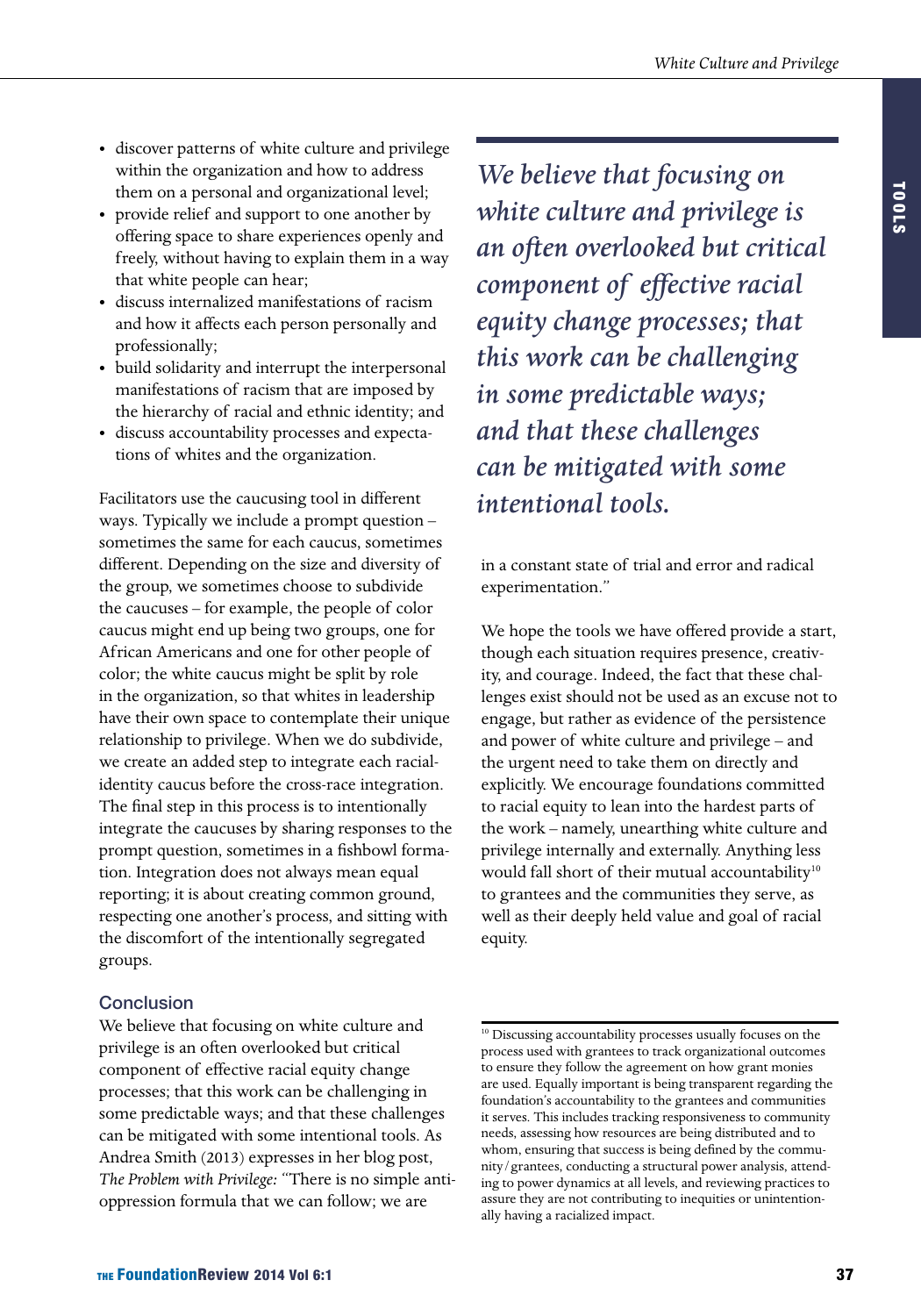- discover patterns of white culture and privilege within the organization and how to address them on a personal and organizational level;
- provide relief and support to one another by offering space to share experiences openly and freely, without having to explain them in a way that white people can hear;
- discuss internalized manifestations of racism and how it affects each person personally and professionally;
- build solidarity and interrupt the interpersonal manifestations of racism that are imposed by the hierarchy of racial and ethnic identity; and
- discuss accountability processes and expectations of whites and the organization.

Facilitators use the caucusing tool in different ways. Typically we include a prompt question – sometimes the same for each caucus, sometimes different. Depending on the size and diversity of the group, we sometimes choose to subdivide the caucuses – for example, the people of color caucus might end up being two groups, one for African Americans and one for other people of color; the white caucus might be split by role in the organization, so that whites in leadership have their own space to contemplate their unique relationship to privilege. When we do subdivide, we create an added step to integrate each racial-identity caucus before the cross-race integration. The final step in this process is to intentionally integrate the caucuses by sharing responses to the prompt question, sometimes in a fishbowl formation. Integration does not always mean equal reporting; it is about creating common ground, respecting one another's process, and sitting with the discomfort of the intentionally segregated groups.

## Conclusion

We believe that focusing on white culture and privilege is an often overlooked but critical component of effective racial equity change processes; that this work can be challenging in some predictable ways; and that these challenges can be mitigated with some intentional tools. As Andrea Smith (2013) expresses in her blog post, *The Problem with Privilege:* "There is no simple anti-oppression formula that we can follow; we are in a constant state of trial and error and radical experimentation."

> *We believe that focusing on white culture and privilege is an often overlooked but critical component of effective racial equity change processes; that this work can be challenging in some predictable ways; and that these challenges can be mitigated with some intentional tools.*

We hope the tools we have offered provide a start, though each situation requires presence, creativity, and courage. Indeed, the fact that these challenges exist should not be used as an excuse not to engage, but rather as evidence of the persistence and power of white culture and privilege – and the urgent need to take them on directly and explicitly. We encourage foundations committed to racial equity to lean into the hardest parts of the work – namely, unearthing white culture and privilege internally and externally. Anything less would fall short of their mutual accountability[10] to grantees and the communities they serve, as well as their deeply held value and goal of racial equity.

---

[10] Discussing accountability processes usually focuses on the process used with grantees to track organizational outcomes to ensure they follow the agreement on how grant monies are used. Equally important is being transparent regarding the foundation's accountability to the grantees and communities it serves. This includes tracking responsiveness to community needs, assessing how resources are being distributed and to whom, ensuring that success is being defined by the community/grantees, conducting a structural power analysis, attending to power dynamics at all levels, and reviewing practices to assure they are not contributing to inequities or unintentionally having a racialized impact.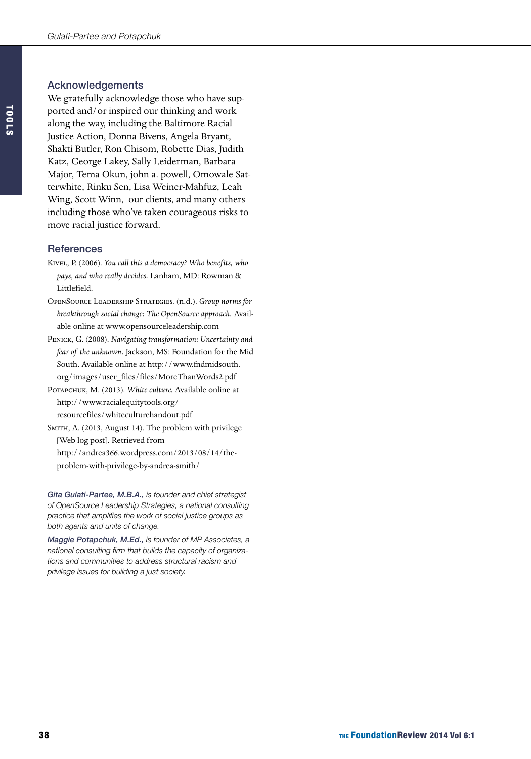## Acknowledgements

We gratefully acknowledge those who have supported and/or inspired our thinking and work along the way, including the Baltimore Racial Justice Action, Donna Bivens, Angela Bryant, Shakti Butler, Ron Chisom, Robette Dias, Judith Katz, George Lakey, Sally Leiderman, Barbara Major, Tema Okun, john a. powell, Omowale Satterwhite, Rinku Sen, Lisa Weiner-Mahfuz, Leah Wing, Scott Winn, our clients, and many others including those who've taken courageous risks to move racial justice forward.

## References

Kivel, P. (2006). *You call this a democracy? Who benefits, who pays, and who really decides.* Lanham, MD: Rowman & Littlefield.

OpenSource Leadership Strategies. (n.d.). *Group norms for breakthrough social change: The OpenSource approach.* Available online at www.opensourceleadership.com

Penick, G. (2008). *Navigating transformation: Uncertainty and fear of the unknown.* Jackson, MS: Foundation for the Mid South. Available online at http://www.fndmidsouth.org/images/user_files/files/MoreThanWords2.pdf

Potapchuk, M. (2013). *White culture.* Available online at http://www.racialequitytools.org/resourcefiles/whiteculturehandout.pdf

Smith, A. (2013, August 14). The problem with privilege [Web log post]. Retrieved from http://andrea366.wordpress.com/2013/08/14/the-problem-with-privilege-by-andrea-smith/

***Gita Gulati-Partee, M.B.A.,*** *is founder and chief strategist of OpenSource Leadership Strategies, a national consulting practice that amplifies the work of social justice groups as both agents and units of change.*

***Maggie Potapchuk, M.Ed.,*** *is founder of MP Associates, a national consulting firm that builds the capacity of organizations and communities to address structural racism and privilege issues for building a just society.*